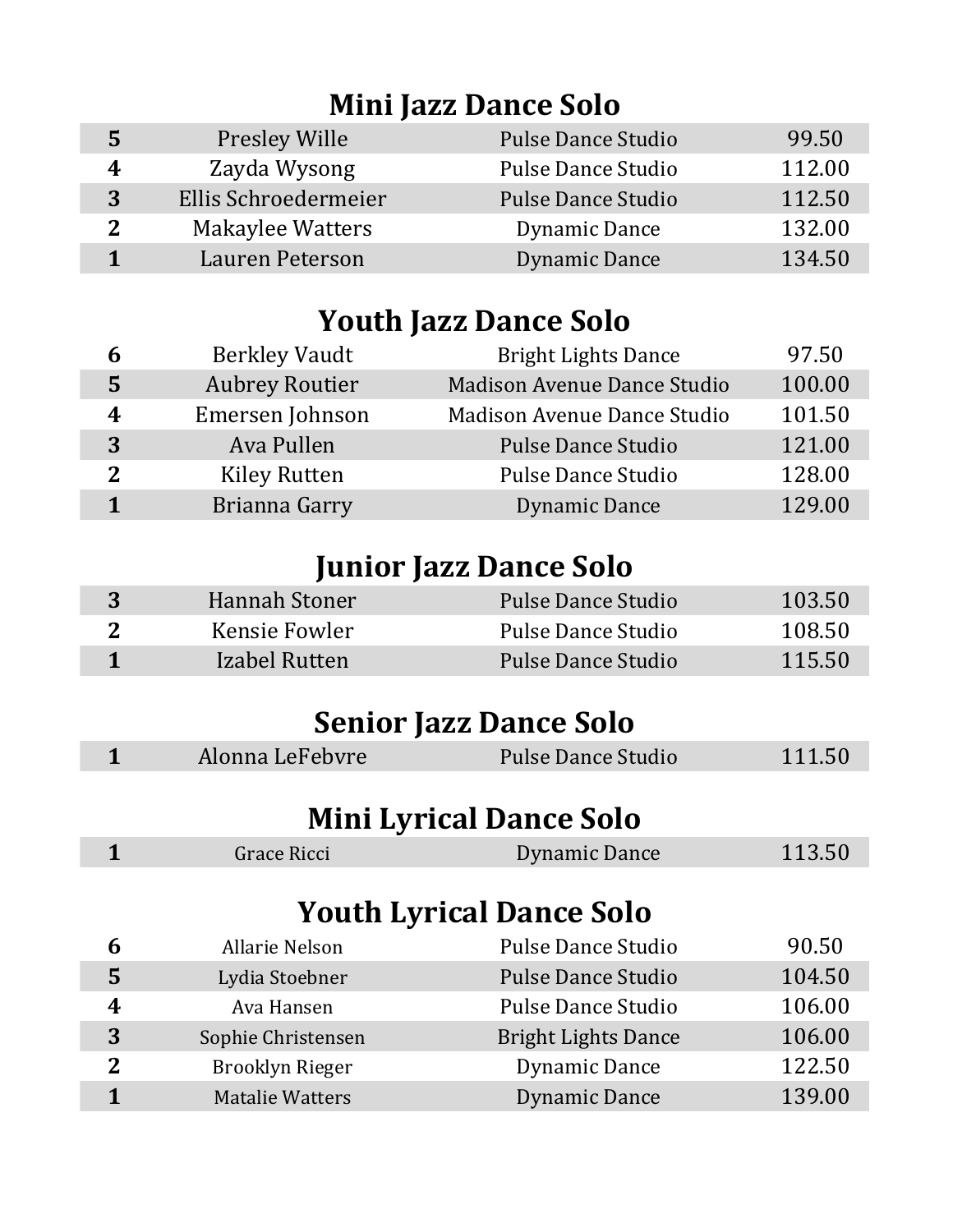## Mini Jazz Dance Solo

| | | | |
|---|---|---|---|
| **5** | Presley Wille | Pulse Dance Studio | 99.50 |
| **4** | Zayda Wysong | Pulse Dance Studio | 112.00 |
| **3** | Ellis Schroedermeier | Pulse Dance Studio | 112.50 |
| **2** | Makaylee Watters | Dynamic Dance | 132.00 |
| **1** | Lauren Peterson | Dynamic Dance | 134.50 |

## Youth Jazz Dance Solo

| | | | |
|---|---|---|---|
| **6** | Berkley Vaudt | Bright Lights Dance | 97.50 |
| **5** | Aubrey Routier | Madison Avenue Dance Studio | 100.00 |
| **4** | Emersen Johnson | Madison Avenue Dance Studio | 101.50 |
| **3** | Ava Pullen | Pulse Dance Studio | 121.00 |
| **2** | Kiley Rutten | Pulse Dance Studio | 128.00 |
| **1** | Brianna Garry | Dynamic Dance | 129.00 |

## Junior Jazz Dance Solo

| | | | |
|---|---|---|---|
| **3** | Hannah Stoner | Pulse Dance Studio | 103.50 |
| **2** | Kensie Fowler | Pulse Dance Studio | 108.50 |
| **1** | Izabel Rutten | Pulse Dance Studio | 115.50 |

## Senior Jazz Dance Solo

| | | | |
|---|---|---|---|
| **1** | Alonna LeFebvre | Pulse Dance Studio | 111.50 |

## Mini Lyrical Dance Solo

| | | | |
|---|---|---|---|
| **1** | Grace Ricci | Dynamic Dance | 113.50 |

## Youth Lyrical Dance Solo

| | | | |
|---|---|---|---|
| **6** | Allarie Nelson | Pulse Dance Studio | 90.50 |
| **5** | Lydia Stoebner | Pulse Dance Studio | 104.50 |
| **4** | Ava Hansen | Pulse Dance Studio | 106.00 |
| **3** | Sophie Christensen | Bright Lights Dance | 106.00 |
| **2** | Brooklyn Rieger | Dynamic Dance | 122.50 |
| **1** | Matalie Watters | Dynamic Dance | 139.00 |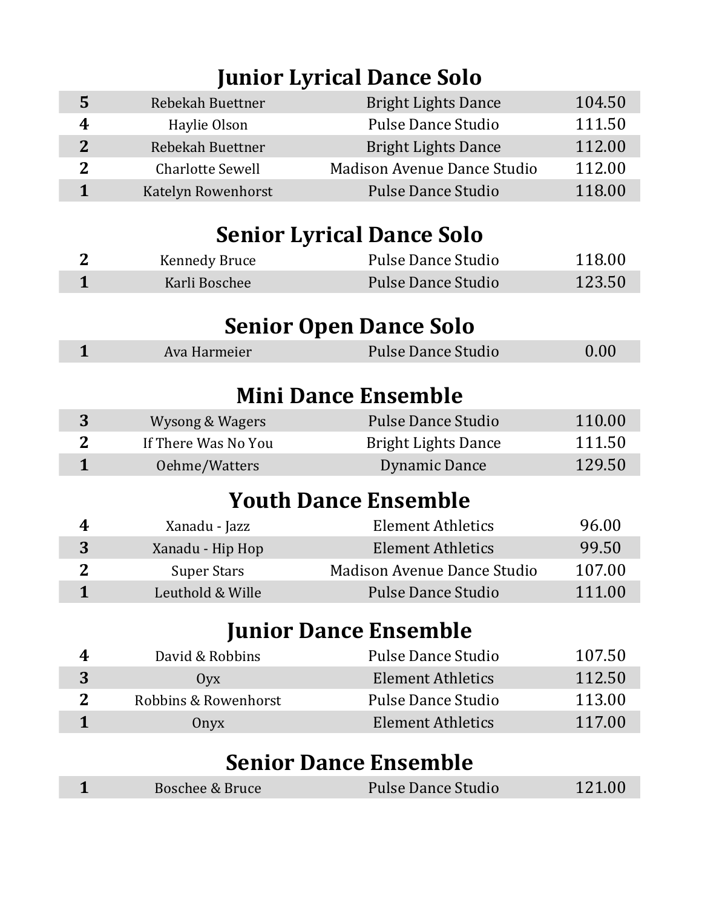# Junior Lyrical Dance Solo

| | | | |
|---|---|---|---|
| 5 | Rebekah Buettner | Bright Lights Dance | 104.50 |
| 4 | Haylie Olson | Pulse Dance Studio | 111.50 |
| 2 | Rebekah Buettner | Bright Lights Dance | 112.00 |
| 2 | Charlotte Sewell | Madison Avenue Dance Studio | 112.00 |
| 1 | Katelyn Rowenhorst | Pulse Dance Studio | 118.00 |

# Senior Lyrical Dance Solo

| | | | |
|---|---|---|---|
| 2 | Kennedy Bruce | Pulse Dance Studio | 118.00 |
| 1 | Karli Boschee | Pulse Dance Studio | 123.50 |

# Senior Open Dance Solo

| | | | |
|---|---|---|---|
| 1 | Ava Harmeier | Pulse Dance Studio | 0.00 |

# Mini Dance Ensemble

| | | | |
|---|---|---|---|
| 3 | Wysong & Wagers | Pulse Dance Studio | 110.00 |
| 2 | If There Was No You | Bright Lights Dance | 111.50 |
| 1 | Oehme/Watters | Dynamic Dance | 129.50 |

# Youth Dance Ensemble

| | | | |
|---|---|---|---|
| 4 | Xanadu - Jazz | Element Athletics | 96.00 |
| 3 | Xanadu - Hip Hop | Element Athletics | 99.50 |
| 2 | Super Stars | Madison Avenue Dance Studio | 107.00 |
| 1 | Leuthold & Wille | Pulse Dance Studio | 111.00 |

# Junior Dance Ensemble

| | | | |
|---|---|---|---|
| 4 | David & Robbins | Pulse Dance Studio | 107.50 |
| 3 | Oyx | Element Athletics | 112.50 |
| 2 | Robbins & Rowenhorst | Pulse Dance Studio | 113.00 |
| 1 | Onyx | Element Athletics | 117.00 |

# Senior Dance Ensemble

| | | | |
|---|---|---|---|
| 1 | Boschee & Bruce | Pulse Dance Studio | 121.00 |